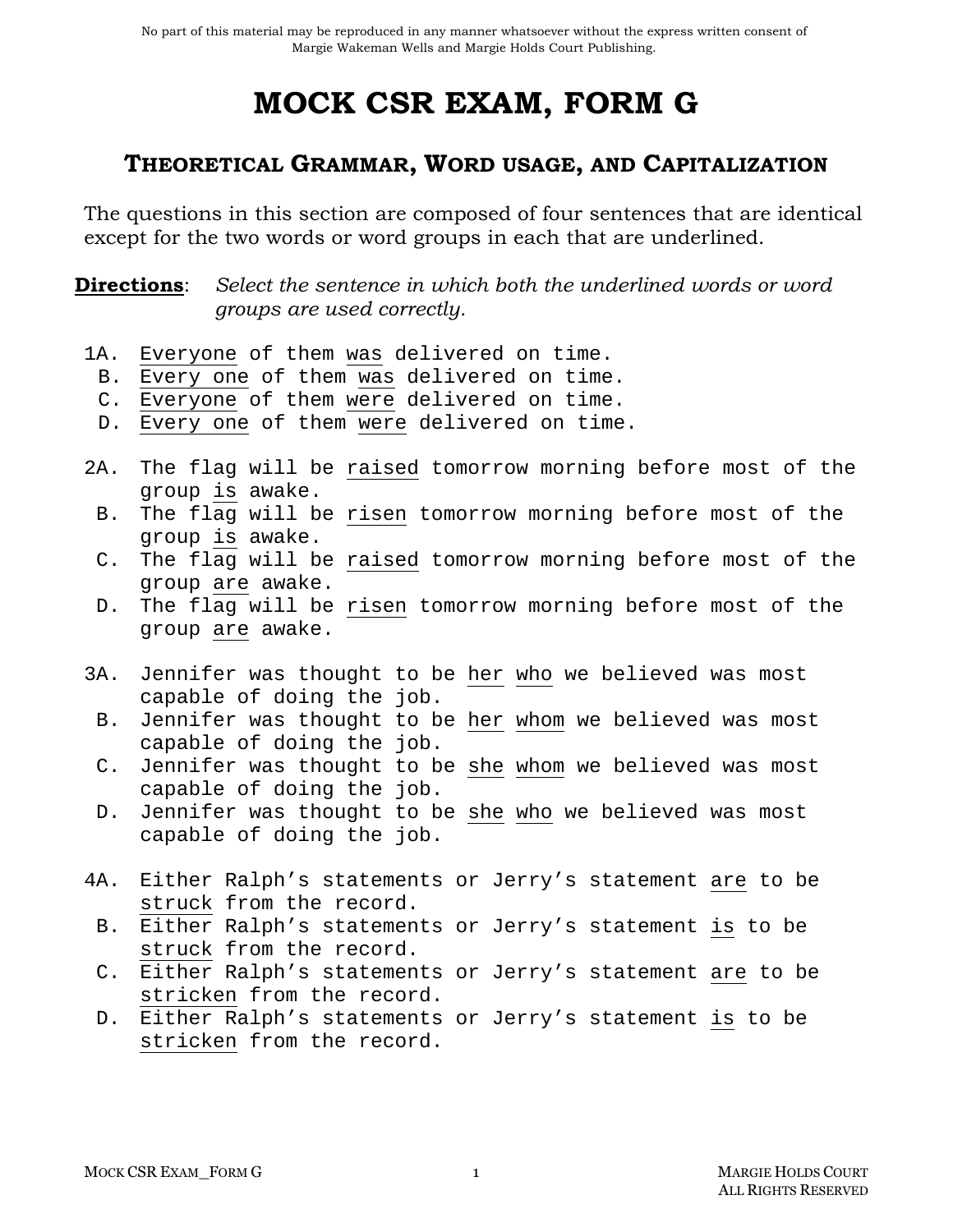# MOCK CSR EXAM, FORM G

## Theoretical Grammar, Word usage, and Capitalization

The questions in this section are composed of four sentences that are identical except for the two words or word groups in each that are underlined.

**Directions**: *Select the sentence in which both the underlined words or word groups are used correctly.*

1A. <u>Everyone</u> of them <u>was</u> delivered on time.
 B. <u>Every one</u> of them <u>was</u> delivered on time.
 C. <u>Everyone</u> of them <u>were</u> delivered on time.
 D. <u>Every one</u> of them <u>were</u> delivered on time.

2A. The flag will be <u>raised</u> tomorrow morning before most of the group <u>is</u> awake.
 B. The flag will be <u>risen</u> tomorrow morning before most of the group <u>is</u> awake.
 C. The flag will be <u>raised</u> tomorrow morning before most of the group <u>are</u> awake.
 D. The flag will be <u>risen</u> tomorrow morning before most of the group <u>are</u> awake.

3A. Jennifer was thought to be <u>her</u> <u>who</u> we believed was most capable of doing the job.
 B. Jennifer was thought to be <u>her</u> <u>whom</u> we believed was most capable of doing the job.
 C. Jennifer was thought to be <u>she</u> <u>whom</u> we believed was most capable of doing the job.
 D. Jennifer was thought to be <u>she</u> <u>who</u> we believed was most capable of doing the job.

4A. Either Ralph's statements or Jerry's statement <u>are</u> to be <u>struck</u> from the record.
 B. Either Ralph's statements or Jerry's statement <u>is</u> to be <u>struck</u> from the record.
 C. Either Ralph's statements or Jerry's statement <u>are</u> to be <u>stricken</u> from the record.
 D. Either Ralph's statements or Jerry's statement <u>is</u> to be <u>stricken</u> from the record.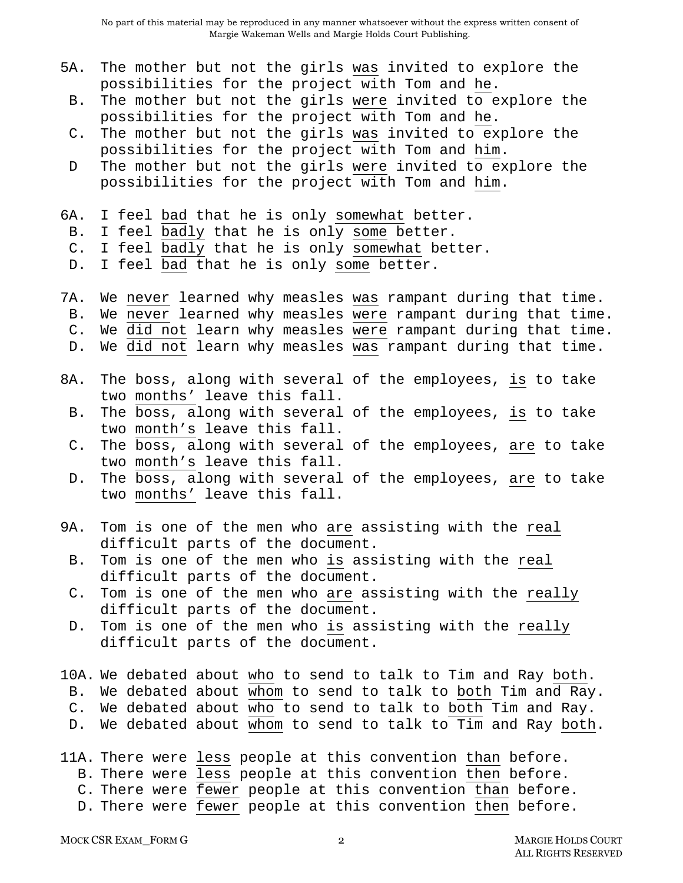5A. The mother but not the girls was invited to explore the possibilities for the project with Tom and he.

B. The mother but not the girls were invited to explore the possibilities for the project with Tom and he.

C. The mother but not the girls was invited to explore the possibilities for the project with Tom and him.

D The mother but not the girls were invited to explore the possibilities for the project with Tom and him.

6A. I feel bad that he is only somewhat better.

B. I feel badly that he is only some better.

C. I feel badly that he is only somewhat better.

D. I feel bad that he is only some better.

7A. We never learned why measles was rampant during that time.

B. We never learned why measles were rampant during that time.

C. We did not learn why measles were rampant during that time.

D. We did not learn why measles was rampant during that time.

8A. The boss, along with several of the employees, is to take two months' leave this fall.

B. The boss, along with several of the employees, is to take two month's leave this fall.

C. The boss, along with several of the employees, are to take two month's leave this fall.

D. The boss, along with several of the employees, are to take two months' leave this fall.

9A. Tom is one of the men who are assisting with the real difficult parts of the document.

B. Tom is one of the men who is assisting with the real difficult parts of the document.

C. Tom is one of the men who are assisting with the really difficult parts of the document.

D. Tom is one of the men who is assisting with the really difficult parts of the document.

10A. We debated about who to send to talk to Tim and Ray both.

B. We debated about whom to send to talk to both Tim and Ray.

C. We debated about who to send to talk to both Tim and Ray.

D. We debated about whom to send to talk to Tim and Ray both.

11A. There were less people at this convention than before.

B. There were less people at this convention then before.

C. There were fewer people at this convention than before.

D. There were fewer people at this convention then before.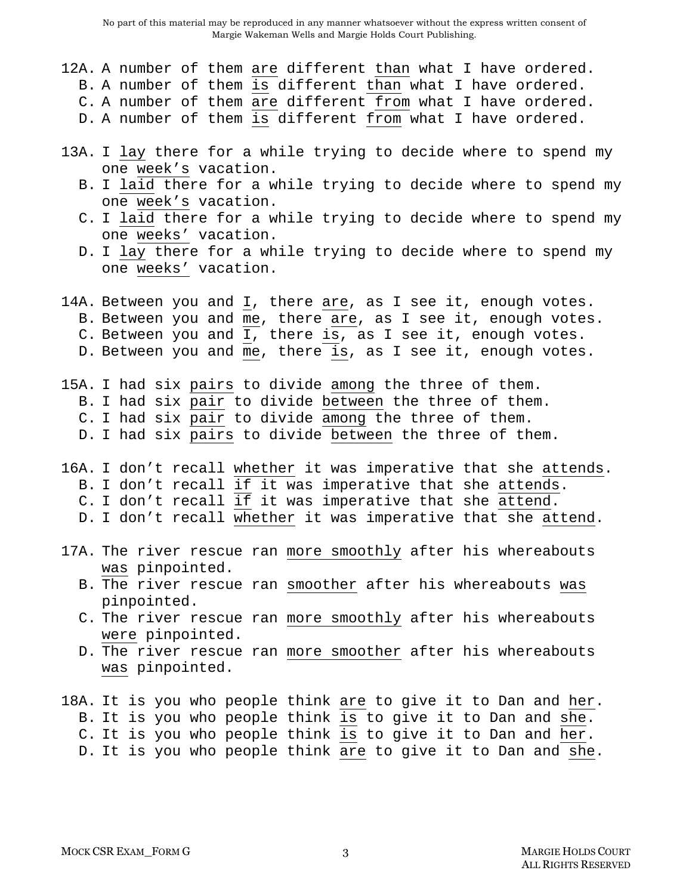No part of this material may be reproduced in any manner whatsoever without the express written consent of Margie Wakeman Wells and Margie Holds Court Publishing.

12A. A number of them <u>are</u> different <u>than</u> what I have ordered.
B. A number of them <u>is</u> different <u>than</u> what I have ordered.
C. A number of them <u>are</u> different <u>from</u> what I have ordered.
D. A number of them <u>is</u> different <u>from</u> what I have ordered.

13A. I <u>lay</u> there for a while trying to decide where to spend my one <u>week's</u> vacation.
B. I <u>laid</u> there for a while trying to decide where to spend my one <u>week's</u> vacation.
C. I <u>laid</u> there for a while trying to decide where to spend my one <u>weeks'</u> vacation.
D. I <u>lay</u> there for a while trying to decide where to spend my one <u>weeks'</u> vacation.

14A. Between you and <u>I</u>, there <u>are</u>, as I see it, enough votes.
B. Between you and <u>me</u>, there <u>are</u>, as I see it, enough votes.
C. Between you and <u>I</u>, there <u>is</u>, as I see it, enough votes.
D. Between you and <u>me</u>, there <u>is</u>, as I see it, enough votes.

15A. I had six <u>pairs</u> to divide <u>among</u> the three of them.
B. I had six <u>pair</u> to divide <u>between</u> the three of them.
C. I had six <u>pair</u> to divide <u>among</u> the three of them.
D. I had six <u>pairs</u> to divide <u>between</u> the three of them.

16A. I don't recall <u>whether</u> it was imperative that she <u>attends</u>.
B. I don't recall <u>if</u> it was imperative that she <u>attends</u>.
C. I don't recall <u>if</u> it was imperative that she <u>attend</u>.
D. I don't recall <u>whether</u> it was imperative that she <u>attend</u>.

17A. The river rescue ran <u>more smoothly</u> after his whereabouts <u>was</u> pinpointed.
B. The river rescue ran <u>smoother</u> after his whereabouts <u>was</u> pinpointed.
C. The river rescue ran <u>more smoothly</u> after his whereabouts <u>were</u> pinpointed.
D. The river rescue ran <u>more smoother</u> after his whereabouts <u>was</u> pinpointed.

18A. It is you who people think <u>are</u> to give it to Dan and <u>her</u>.
B. It is you who people think <u>is</u> to give it to Dan and <u>she</u>.
C. It is you who people think <u>is</u> to give it to Dan and <u>her</u>.
D. It is you who people think <u>are</u> to give it to Dan and <u>she</u>.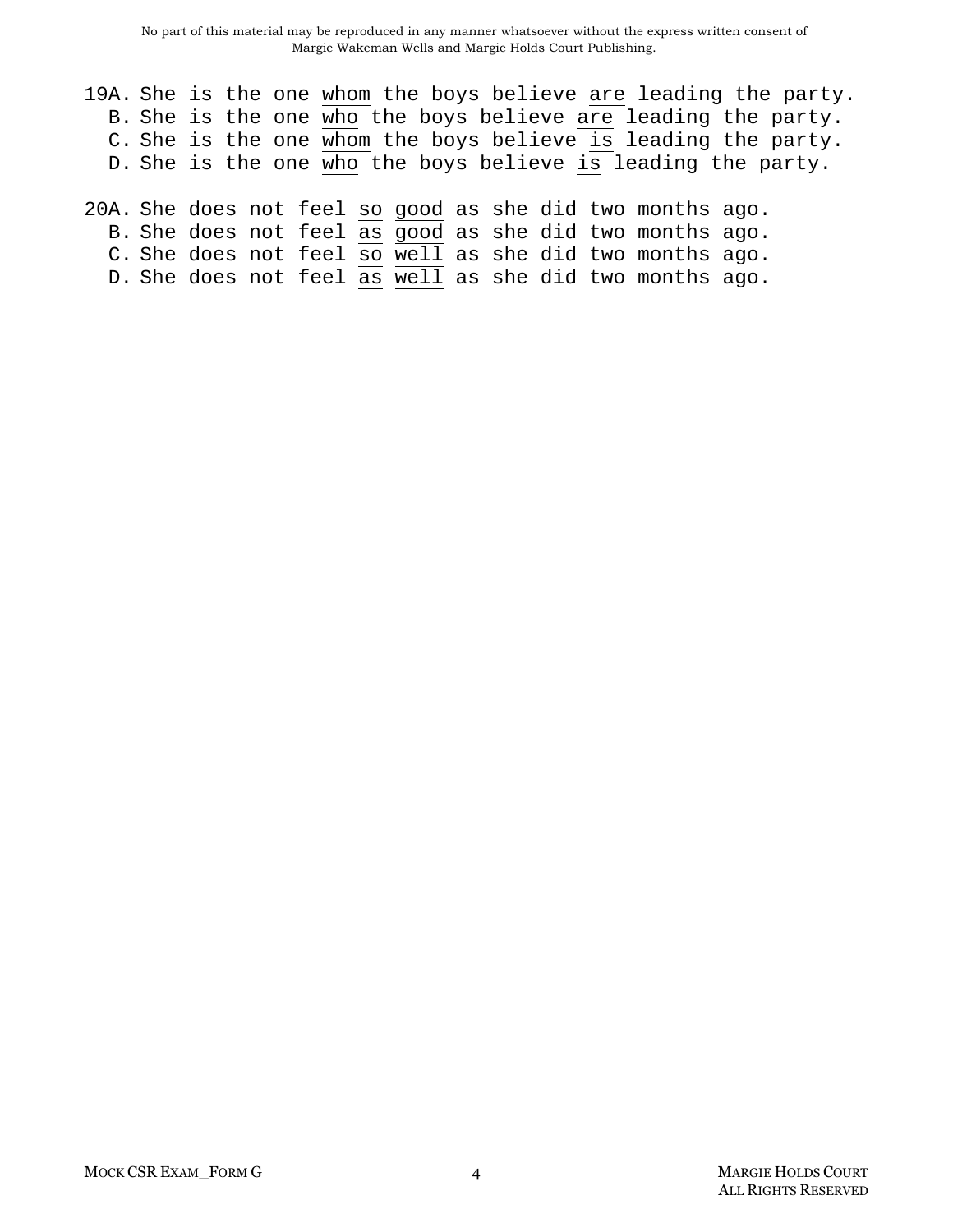19A. She is the one <u>whom</u> the boys believe <u>are</u> leading the party.
  B. She is the one <u>who</u> the boys believe <u>are</u> leading the party.
  C. She is the one <u>whom</u> the boys believe <u>is</u> leading the party.
  D. She is the one <u>who</u> the boys believe <u>is</u> leading the party.

20A. She does not feel <u>so</u> <u>good</u> as she did two months ago.
  B. She does not feel <u>as</u> <u>good</u> as she did two months ago.
  C. She does not feel <u>so</u> <u>well</u> as she did two months ago.
  D. She does not feel <u>as</u> <u>well</u> as she did two months ago.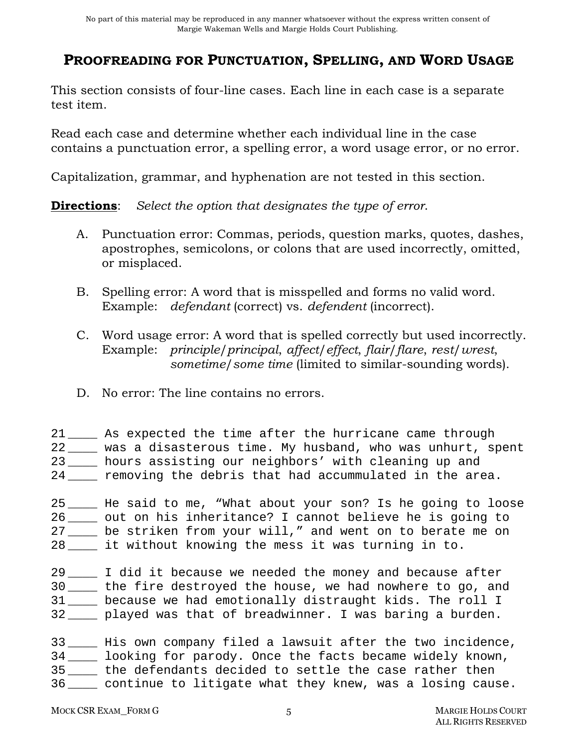No part of this material may be reproduced in any manner whatsoever without the express written consent of Margie Wakeman Wells and Margie Holds Court Publishing.

## PROOFREADING FOR PUNCTUATION, SPELLING, AND WORD USAGE

This section consists of four-line cases. Each line in each case is a separate test item.

Read each case and determine whether each individual line in the case contains a punctuation error, a spelling error, a word usage error, or no error.

Capitalization, grammar, and hyphenation are not tested in this section.

**Directions**: *Select the option that designates the type of error.*

A. Punctuation error: Commas, periods, question marks, quotes, dashes, apostrophes, semicolons, or colons that are used incorrectly, omitted, or misplaced.

B. Spelling error: A word that is misspelled and forms no valid word.
Example: *defendant* (correct) vs. *defendent* (incorrect).

C. Word usage error: A word that is spelled correctly but used incorrectly.
Example: *principle*/*principal*, *affect*/*effect*, *flair*/*flare*, *rest*/*wrest*, *sometime*/*some time* (limited to similar-sounding words).

D. No error: The line contains no errors.

```
21____ As expected the time after the hurricane came through
22____ was a disasterous time. My husband, who was unhurt, spent
23____ hours assisting our neighbors' with cleaning up and
24____ removing the debris that had accummulated in the area.

25____ He said to me, "What about your son? Is he going to loose
26____ out on his inheritance? I cannot believe he is going to
27____ be striken from your will," and went on to berate me on
28____ it without knowing the mess it was turning in to.

29____ I did it because we needed the money and because after
30____ the fire destroyed the house, we had nowhere to go, and
31____ because we had emotionally distraught kids. The roll I
32____ played was that of breadwinner. I was baring a burden.

33____ His own company filed a lawsuit after the two incidence,
34____ looking for parody. Once the facts became widely known,
35____ the defendants decided to settle the case rather then
36____ continue to litigate what they knew, was a losing cause.
```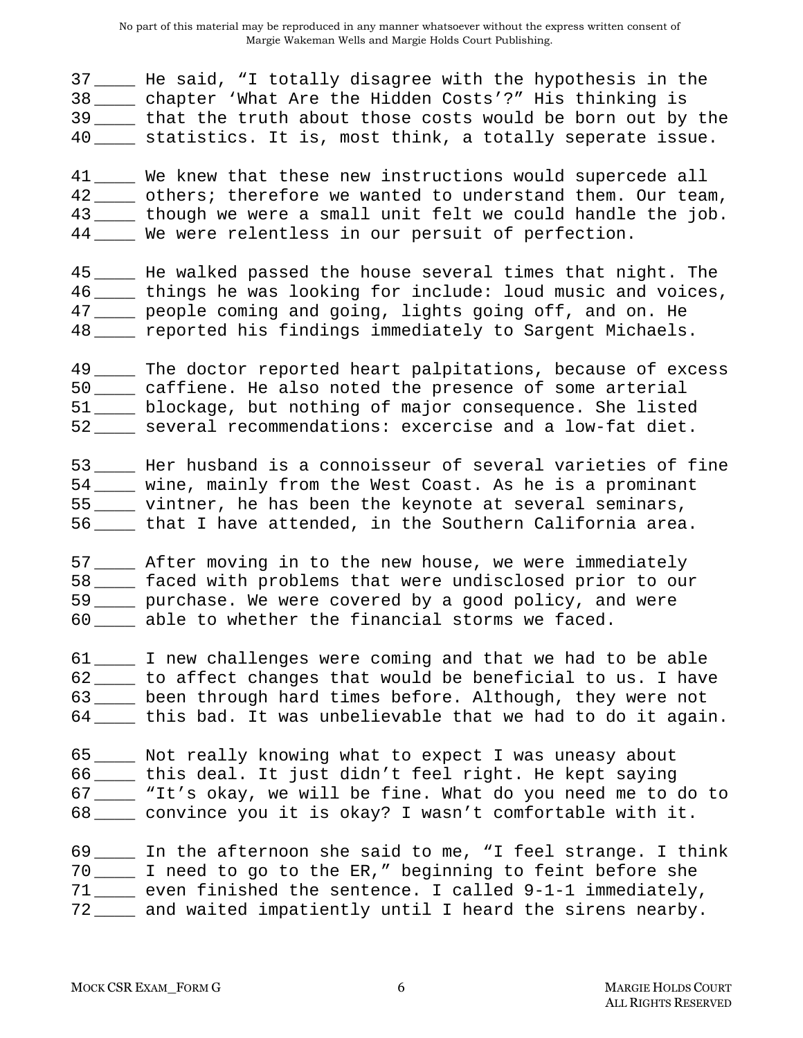37 ____ He said, “I totally disagree with the hypothesis in the
38 ____ chapter ‘What Are the Hidden Costs’?” His thinking is
39 ____ that the truth about those costs would be born out by the
40 ____ statistics. It is, most think, a totally seperate issue.

41 ____ We knew that these new instructions would supercede all
42 ____ others; therefore we wanted to understand them. Our team,
43 ____ though we were a small unit felt we could handle the job.
44 ____ We were relentless in our persuit of perfection.

45 ____ He walked passed the house several times that night. The
46 ____ things he was looking for include: loud music and voices,
47 ____ people coming and going, lights going off, and on. He
48 ____ reported his findings immediately to Sargent Michaels.

49 ____ The doctor reported heart palpitations, because of excess
50 ____ caffiene. He also noted the presence of some arterial
51 ____ blockage, but nothing of major consequence. She listed
52 ____ several recommendations: excercise and a low-fat diet.

53 ____ Her husband is a connoisseur of several varieties of fine
54 ____ wine, mainly from the West Coast. As he is a prominant
55 ____ vintner, he has been the keynote at several seminars,
56 ____ that I have attended, in the Southern California area.

57 ____ After moving in to the new house, we were immediately
58 ____ faced with problems that were undisclosed prior to our
59 ____ purchase. We were covered by a good policy, and were
60 ____ able to whether the financial storms we faced.

61 ____ I new challenges were coming and that we had to be able
62 ____ to affect changes that would be beneficial to us. I have
63 ____ been through hard times before. Although, they were not
64 ____ this bad. It was unbelievable that we had to do it again.

65 ____ Not really knowing what to expect I was uneasy about
66 ____ this deal. It just didn’t feel right. He kept saying
67 ____ “It’s okay, we will be fine. What do you need me to do to
68 ____ convince you it is okay? I wasn’t comfortable with it.

69 ____ In the afternoon she said to me, “I feel strange. I think
70 ____ I need to go to the ER,” beginning to feint before she
71 ____ even finished the sentence. I called 9-1-1 immediately,
72 ____ and waited impatiently until I heard the sirens nearby.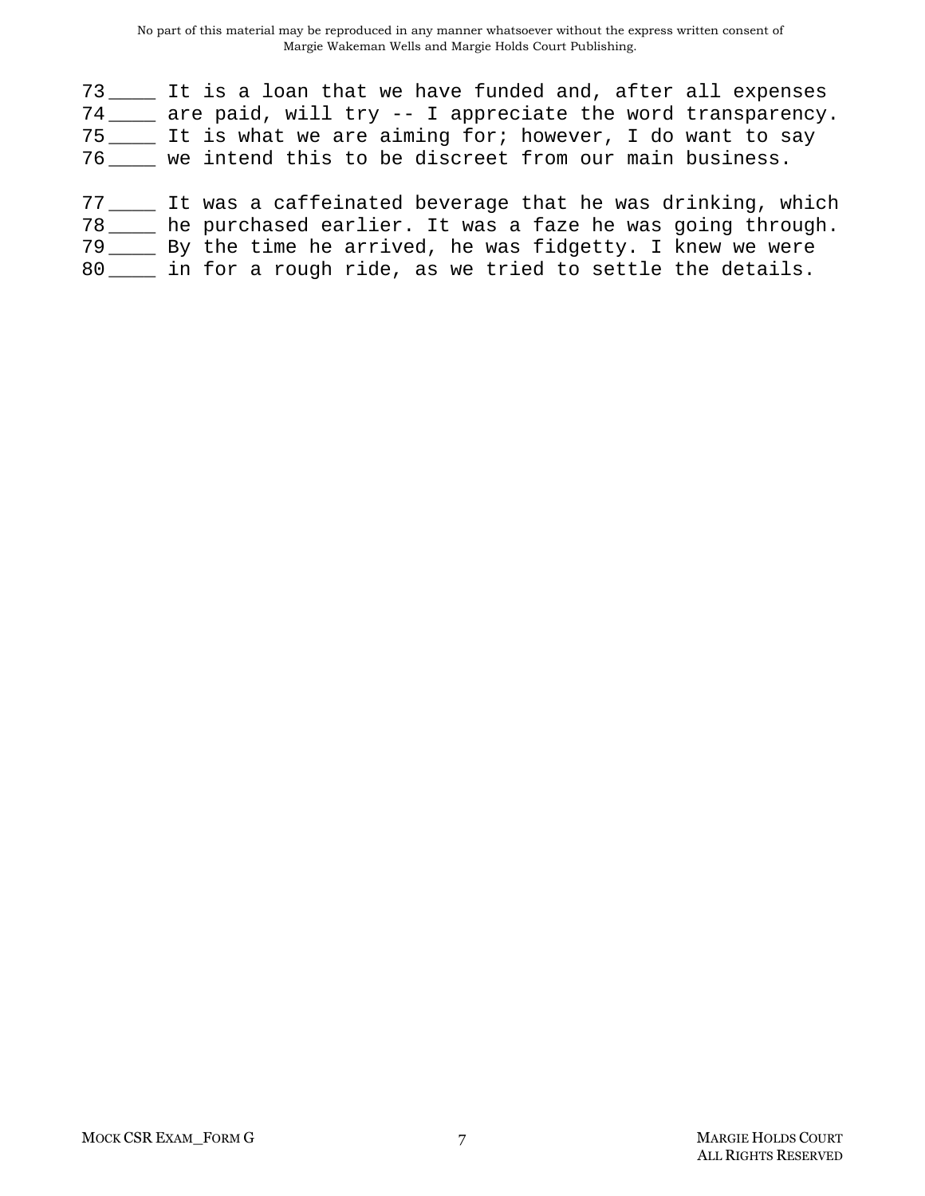```
73 ____ It is a loan that we have funded and, after all expenses
74 ____ are paid, will try -- I appreciate the word transparency.
75 ____ It is what we are aiming for; however, I do want to say
76 ____ we intend this to be discreet from our main business.

77 ____ It was a caffeinated beverage that he was drinking, which
78 ____ he purchased earlier. It was a faze he was going through.
79 ____ By the time he arrived, he was fidgetty. I knew we were
80 ____ in for a rough ride, as we tried to settle the details.
```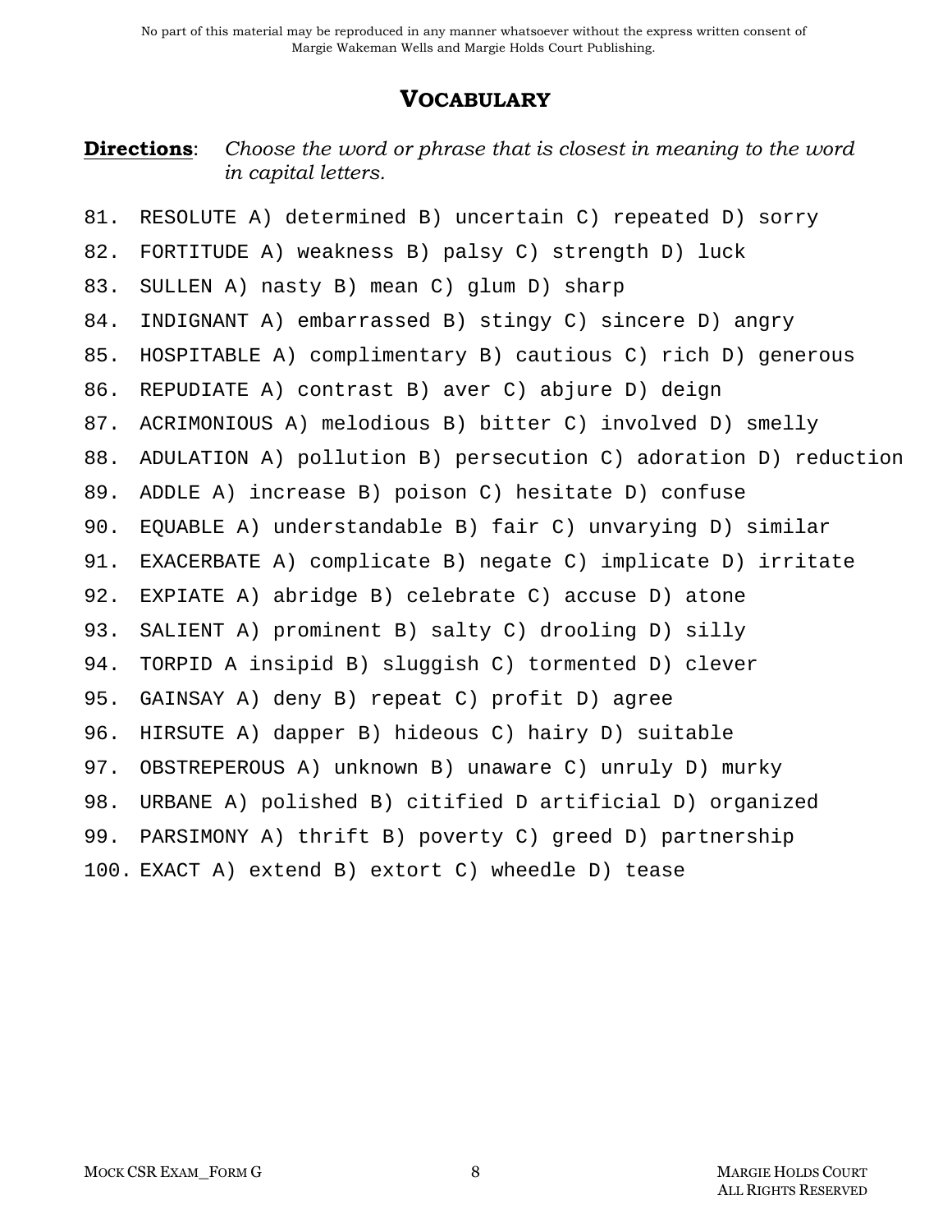## VOCABULARY

**Directions**: *Choose the word or phrase that is closest in meaning to the word in capital letters.*

81. RESOLUTE A) determined B) uncertain C) repeated D) sorry
82. FORTITUDE A) weakness B) palsy C) strength D) luck
83. SULLEN A) nasty B) mean C) glum D) sharp
84. INDIGNANT A) embarrassed B) stingy C) sincere D) angry
85. HOSPITABLE A) complimentary B) cautious C) rich D) generous
86. REPUDIATE A) contrast B) aver C) abjure D) deign
87. ACRIMONIOUS A) melodious B) bitter C) involved D) smelly
88. ADULATION A) pollution B) persecution C) adoration D) reduction
89. ADDLE A) increase B) poison C) hesitate D) confuse
90. EQUABLE A) understandable B) fair C) unvarying D) similar
91. EXACERBATE A) complicate B) negate C) implicate D) irritate
92. EXPIATE A) abridge B) celebrate C) accuse D) atone
93. SALIENT A) prominent B) salty C) drooling D) silly
94. TORPID A insipid B) sluggish C) tormented D) clever
95. GAINSAY A) deny B) repeat C) profit D) agree
96. HIRSUTE A) dapper B) hideous C) hairy D) suitable
97. OBSTREPEROUS A) unknown B) unaware C) unruly D) murky
98. URBANE A) polished B) citified D artificial D) organized
99. PARSIMONY A) thrift B) poverty C) greed D) partnership
100. EXACT A) extend B) extort C) wheedle D) tease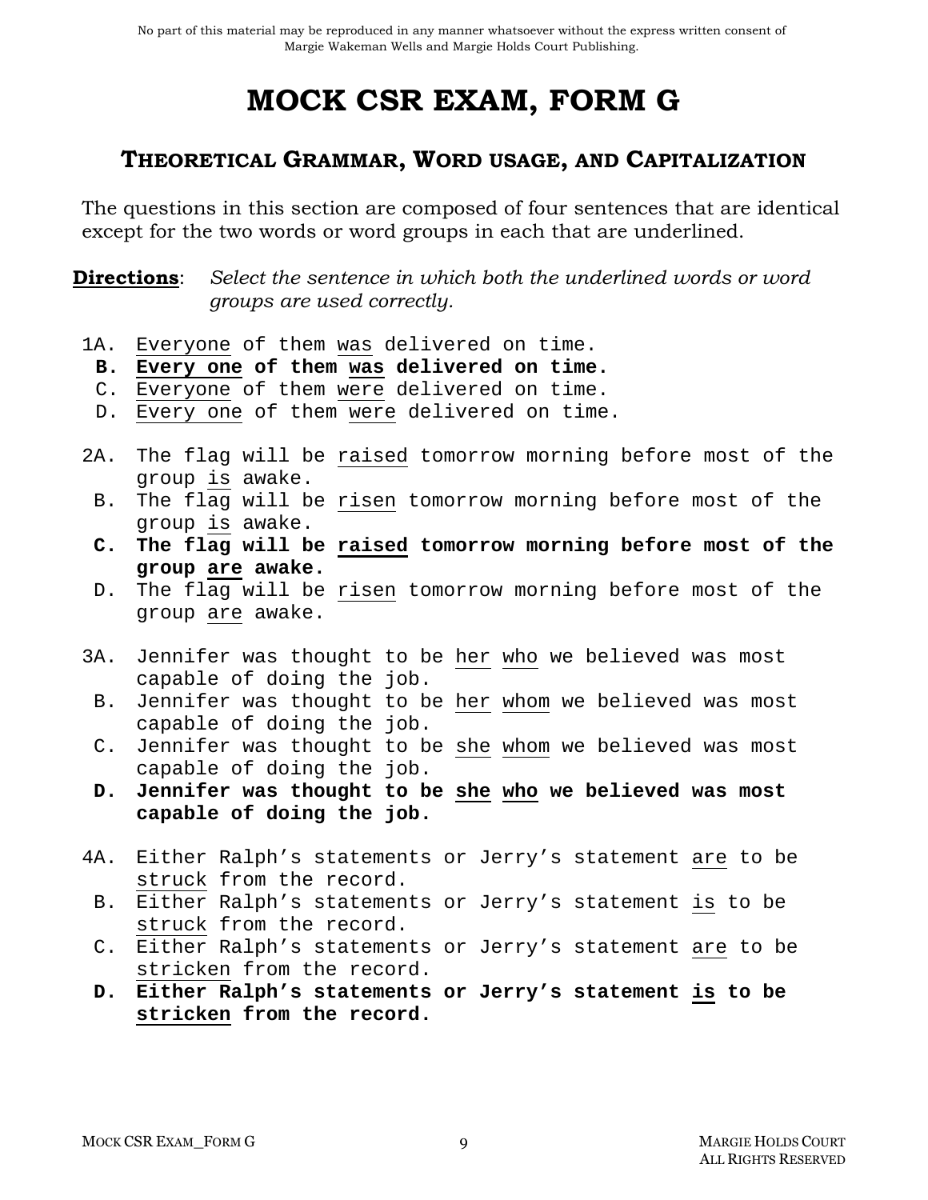No part of this material may be reproduced in any manner whatsoever without the express written consent of Margie Wakeman Wells and Margie Holds Court Publishing.

# MOCK CSR EXAM, FORM G

## THEORETICAL GRAMMAR, WORD USAGE, AND CAPITALIZATION

The questions in this section are composed of four sentences that are identical except for the two words or word groups in each that are underlined.

**Directions**: *Select the sentence in which both the underlined words or word groups are used correctly.*

1A. <u>Everyone</u> of them <u>was</u> delivered on time.
**B. <u>Every one</u> of them <u>was</u> delivered on time.**
C. <u>Everyone</u> of them <u>were</u> delivered on time.
D. <u>Every one</u> of them <u>were</u> delivered on time.

2A. The flag will be <u>raised</u> tomorrow morning before most of the group <u>is</u> awake.
B. The flag will be <u>risen</u> tomorrow morning before most of the group <u>is</u> awake.
**C. The flag will be <u>raised</u> tomorrow morning before most of the group <u>are</u> awake.**
D. The flag will be <u>risen</u> tomorrow morning before most of the group <u>are</u> awake.

3A. Jennifer was thought to be <u>her</u> <u>who</u> we believed was most capable of doing the job.
B. Jennifer was thought to be <u>her</u> <u>whom</u> we believed was most capable of doing the job.
C. Jennifer was thought to be <u>she</u> <u>whom</u> we believed was most capable of doing the job.
**D. Jennifer was thought to be <u>she</u> <u>who</u> we believed was most capable of doing the job.**

4A. Either Ralph's statements or Jerry's statement <u>are</u> to be <u>struck</u> from the record.
B. Either Ralph's statements or Jerry's statement <u>is</u> to be <u>struck</u> from the record.
C. Either Ralph's statements or Jerry's statement <u>are</u> to be <u>stricken</u> from the record.
**D. Either Ralph's statements or Jerry's statement <u>is</u> to be <u>stricken</u> from the record.**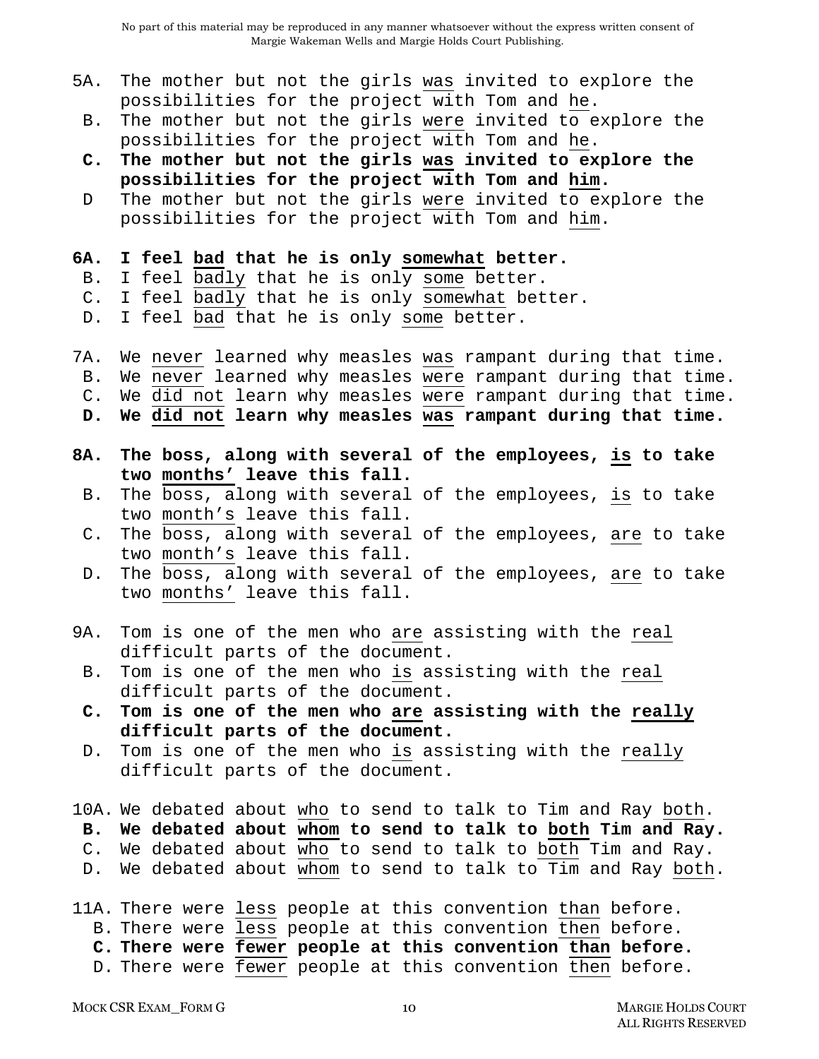No part of this material may be reproduced in any manner whatsoever without the express written consent of Margie Wakeman Wells and Margie Holds Court Publishing.

5A. The mother but not the girls <u>was</u> invited to explore the possibilities for the project <u>with</u> Tom and <u>he</u>.

B. The mother but not the girls <u>were</u> invited to explore the possibilities for the project <u>with</u> Tom and <u>he</u>.

**C. The mother but not the girls <u>was</u> invited to explore the possibilities for the project <u>with</u> Tom and <u>him</u>.**

D The mother but not the girls <u>were</u> invited to explore the possibilities for the project <u>with</u> Tom and <u>him</u>.

**6A. I feel <u>bad</u> that he is only <u>somewhat</u> better.**

B. I feel <u>badly</u> that he is only <u>some</u> better.

C. I feel <u>badly</u> that he is only <u>somewhat</u> better.

D. I feel <u>bad</u> that he is only <u>some</u> better.

7A. We <u>never</u> learned why measles <u>was</u> rampant during that time.

B. We <u>never</u> learned why measles <u>were</u> rampant during that time.

C. We <u>did not</u> learn why measles <u>were</u> rampant during that time.

**D. We <u>did not</u> learn why measles <u>was</u> rampant during that time.**

**8A. The <u>boss, along</u> with several of the employees, <u>is</u> to take two <u>months'</u> leave this fall.**

B. The <u>boss, along</u> with several of the employees, <u>is</u> to take two <u>month's</u> leave this fall.

C. The <u>boss, along</u> with several of the employees, <u>are</u> to take two <u>month's</u> leave this fall.

D. The <u>boss, along</u> with several of the employees, <u>are</u> to take two <u>months'</u> leave this fall.

9A. Tom is one of the men who <u>are</u> assisting with the <u>real</u> difficult parts of the document.

B. Tom is one of the men who <u>is</u> assisting with the <u>real</u> difficult parts of the document.

**C. Tom is one of the men who <u>are</u> assisting with the <u>really</u> difficult parts of the document.**

D. Tom is one of the men who <u>is</u> assisting with the <u>really</u> difficult parts of the document.

10A. We debated about <u>who</u> to send to talk to Tim and Ray <u>both</u>.

**B. We debated about <u>whom</u> to send to talk to <u>both</u> Tim and Ray.**

C. We debated about <u>who</u> to send to talk to <u>both</u> Tim and Ray.

D. We debated about <u>whom</u> to send to talk to Tim and Ray <u>both</u>.

11A. There were <u>less</u> people at this convention <u>than</u> before.

B. There were <u>less</u> people at this convention <u>then</u> before.

**C. There were <u>fewer</u> people at this convention <u>than</u> before.**

D. There were <u>fewer</u> people at this convention <u>then</u> before.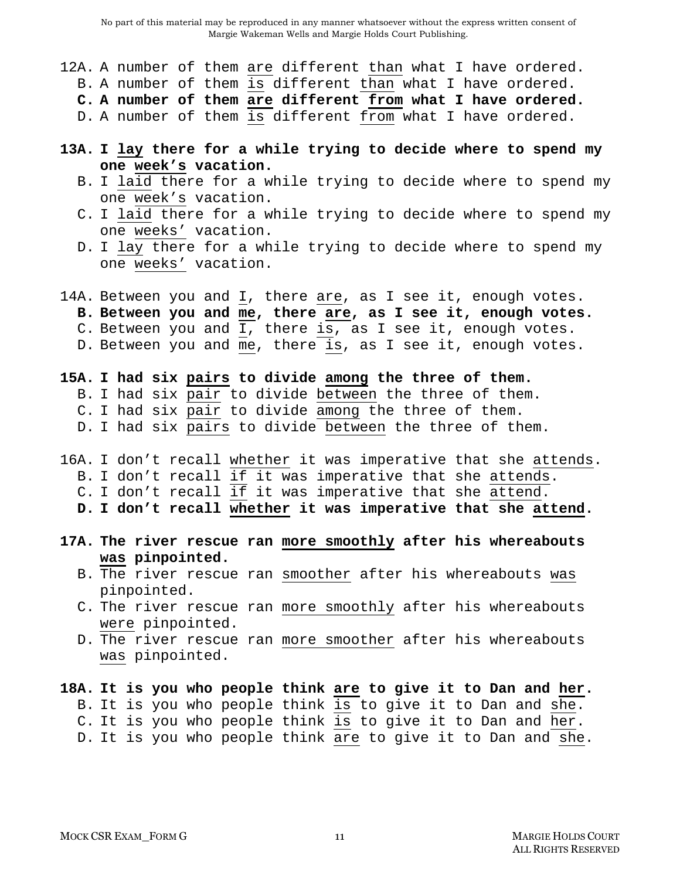12A. A number of them <u>are</u> different <u>than</u> what I have ordered.
B. A number of them <u>is</u> different <u>than</u> what I have ordered.
**C. A number of them <u>are</u> different <u>from</u> what I have ordered.**
D. A number of them <u>is</u> different <u>from</u> what I have ordered.

**13A. I <u>lay</u> there for a while trying to decide where to spend my one <u>week's</u> vacation.**
B. I <u>laid</u> there for a while trying to decide where to spend my one <u>week's</u> vacation.
C. I <u>laid</u> there for a while trying to decide where to spend my one <u>weeks'</u> vacation.
D. I <u>lay</u> there for a while trying to decide where to spend my one <u>weeks'</u> vacation.

14A. Between you and <u>I</u>, there <u>are</u>, as I see it, enough votes.
**B. Between you and <u>me</u>, there <u>are</u>, as I see it, enough votes.**
C. Between you and <u>I</u>, there <u>is</u>, as I see it, enough votes.
D. Between you and <u>me</u>, there <u>is</u>, as I see it, enough votes.

**15A. I had six <u>pairs</u> to divide <u>among</u> the three of them.**
B. I had six <u>pair</u> to divide <u>between</u> the three of them.
C. I had six <u>pair</u> to divide <u>among</u> the three of them.
D. I had six <u>pairs</u> to divide <u>between</u> the three of them.

16A. I don't recall <u>whether</u> it was imperative that she <u>attends</u>.
B. I don't recall <u>if</u> it was imperative that she <u>attends</u>.
C. I don't recall <u>if</u> it was imperative that she <u>attend</u>.
**D. I don't recall <u>whether</u> it was imperative that she <u>attend</u>.**

**17A. The river rescue ran <u>more smoothly</u> after his whereabouts <u>was</u> pinpointed.**
B. The river rescue ran <u>smoother</u> after his whereabouts <u>was</u> pinpointed.
C. The river rescue ran <u>more smoothly</u> after his whereabouts <u>were</u> pinpointed.
D. The river rescue ran <u>more smoother</u> after his whereabouts <u>was</u> pinpointed.

**18A. It is you who people think <u>are</u> to give it to Dan and <u>her</u>.**
B. It is you who people think <u>is</u> to give it to Dan and <u>she</u>.
C. It is you who people think <u>is</u> to give it to Dan and <u>her</u>.
D. It is you who people think <u>are</u> to give it to Dan and <u>she</u>.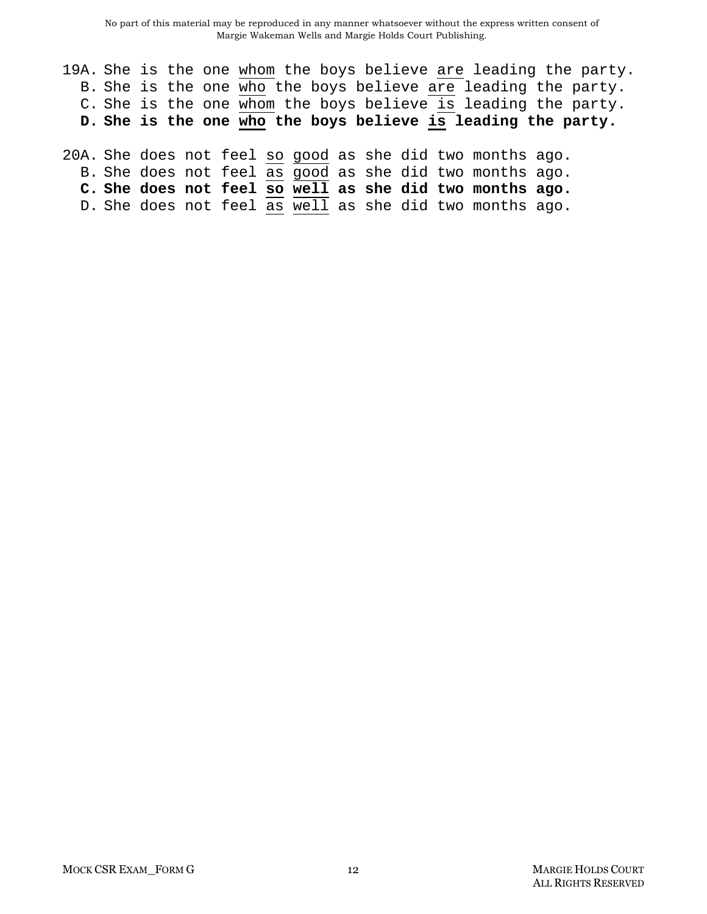19A. She is the one <u>whom</u> the boys believe <u>are</u> leading the party.
  B. She is the one <u>who</u> the boys believe <u>are</u> leading the party.
  C. She is the one <u>whom</u> the boys believe <u>is</u> leading the party.
  **D. She is the one <u>who</u> the boys believe <u>is</u> leading the party.**

20A. She does not feel <u>so</u> <u>good</u> as she did two months ago.
  B. She does not feel <u>as</u> <u>good</u> as she did two months ago.
  **C. She does not feel <u>so</u> <u>well</u> as she did two months ago.**
  D. She does not feel <u>as</u> <u>well</u> as she did two months ago.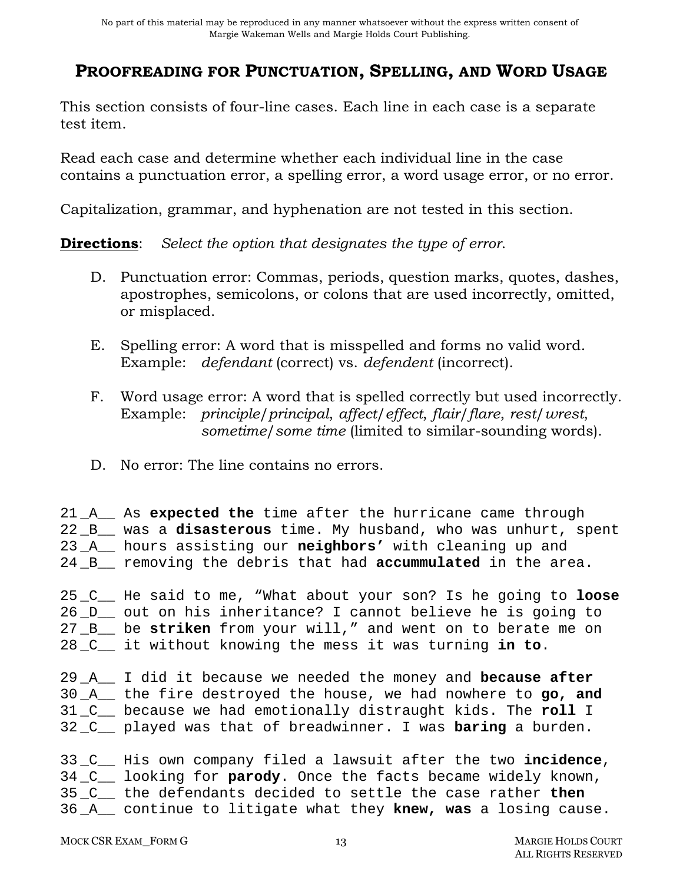## PROOFREADING FOR PUNCTUATION, SPELLING, AND WORD USAGE

This section consists of four-line cases. Each line in each case is a separate test item.

Read each case and determine whether each individual line in the case contains a punctuation error, a spelling error, a word usage error, or no error.

Capitalization, grammar, and hyphenation are not tested in this section.

**Directions**: *Select the option that designates the type of error.*

D. Punctuation error: Commas, periods, question marks, quotes, dashes, apostrophes, semicolons, or colons that are used incorrectly, omitted, or misplaced.

E. Spelling error: A word that is misspelled and forms no valid word. Example: *defendant* (correct) vs. *defendent* (incorrect).

F. Word usage error: A word that is spelled correctly but used incorrectly. Example: *principle/principal*, *affect/effect*, *flair/flare*, *rest/wrest*, *sometime/some time* (limited to similar-sounding words).

D. No error: The line contains no errors.

21 _A__ As **expected the** time after the hurricane came through
22 _B__ was a **disasterous** time. My husband, who was unhurt, spent
23 _A__ hours assisting our **neighbors'** with cleaning up and
24 _B__ removing the debris that had **accummulated** in the area.

25 _C__ He said to me, "What about your son? Is he going to **loose**
26 _D__ out on his inheritance? I cannot believe he is going to
27 _B__ be **striken** from your will," and went on to berate me on
28 _C__ it without knowing the mess it was turning **in to**.

29 _A__ I did it because we needed the money and **because after**
30 _A__ the fire destroyed the house, we had nowhere to **go, and**
31 _C__ because we had emotionally distraught kids. The **roll** I
32 _C__ played was that of breadwinner. I was **baring** a burden.

33 _C__ His own company filed a lawsuit after the two **incidence**,
34 _C__ looking for **parody**. Once the facts became widely known,
35 _C__ the defendants decided to settle the case rather **then**
36 _A__ continue to litigate what they **knew, was** a losing cause.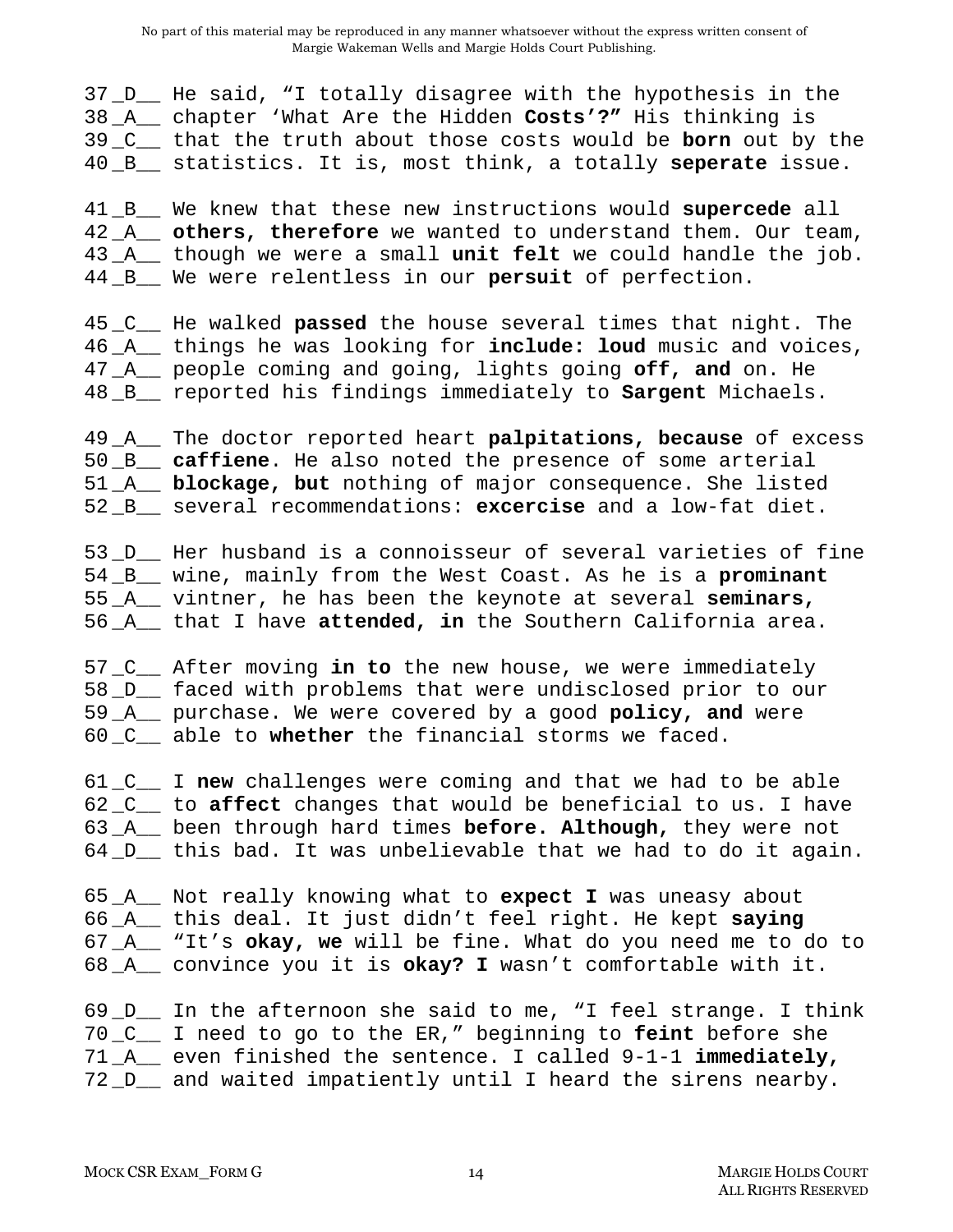No part of this material may be reproduced in any manner whatsoever without the express written consent of Margie Wakeman Wells and Margie Holds Court Publishing.

37 _D__ He said, "I totally disagree with the hypothesis in the
38 _A__ chapter 'What Are the Hidden **Costs'?"** His thinking is
39 _C__ that the truth about those costs would be **born** out by the
40 _B__ statistics. It is, most think, a totally **seperate** issue.

41 _B__ We knew that these new instructions would **supercede** all
42 _A__ **others, therefore** we wanted to understand them. Our team,
43 _A__ though we were a small **unit felt** we could handle the job.
44 _B__ We were relentless in our **persuit** of perfection.

45 _C__ He walked **passed** the house several times that night. The
46 _A__ things he was looking for **include: loud** music and voices,
47 _A__ people coming and going, lights going **off, and** on. He
48 _B__ reported his findings immediately to **Sargent** Michaels.

49 _A__ The doctor reported heart **palpitations, because** of excess
50 _B__ **caffiene**. He also noted the presence of some arterial
51 _A__ **blockage, but** nothing of major consequence. She listed
52 _B__ several recommendations: **excercise** and a low-fat diet.

53 _D__ Her husband is a connoisseur of several varieties of fine
54 _B__ wine, mainly from the West Coast. As he is a **prominant**
55 _A__ vintner, he has been the keynote at several **seminars,**
56 _A__ that I have **attended, in** the Southern California area.

57 _C__ After moving **in to** the new house, we were immediately
58 _D__ faced with problems that were undisclosed prior to our
59 _A__ purchase. We were covered by a good **policy, and** were
60 _C__ able to **whether** the financial storms we faced.

61 _C__ I **new** challenges were coming and that we had to be able
62 _C__ to **affect** changes that would be beneficial to us. I have
63 _A__ been through hard times **before. Although,** they were not
64 _D__ this bad. It was unbelievable that we had to do it again.

65 _A__ Not really knowing what to **expect I** was uneasy about
66 _A__ this deal. It just didn't feel right. He kept **saying**
67 _A__ "It's **okay, we** will be fine. What do you need me to do to
68 _A__ convince you it is **okay? I** wasn't comfortable with it.

69 _D__ In the afternoon she said to me, "I feel strange. I think
70 _C__ I need to go to the ER," beginning to **feint** before she
71 _A__ even finished the sentence. I called 9-1-1 **immediately,**
72 _D__ and waited impatiently until I heard the sirens nearby.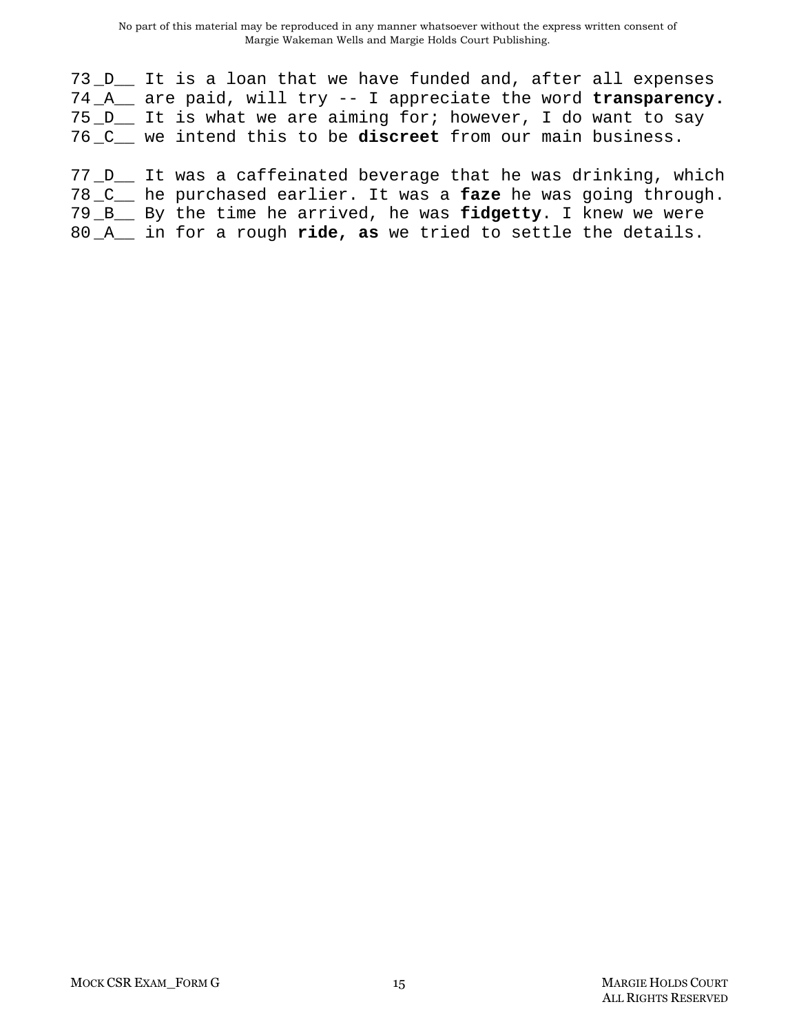73 _D__ It is a loan that we have funded and, after all expenses
74 _A__ are paid, will try -- I appreciate the word **transparency.**
75 _D__ It is what we are aiming for; however, I do want to say
76 _C__ we intend this to be **discreet** from our main business.

77 _D__ It was a caffeinated beverage that he was drinking, which
78 _C__ he purchased earlier. It was a **faze** he was going through.
79 _B__ By the time he arrived, he was **fidgetty**. I knew we were
80 _A__ in for a rough **ride, as** we tried to settle the details.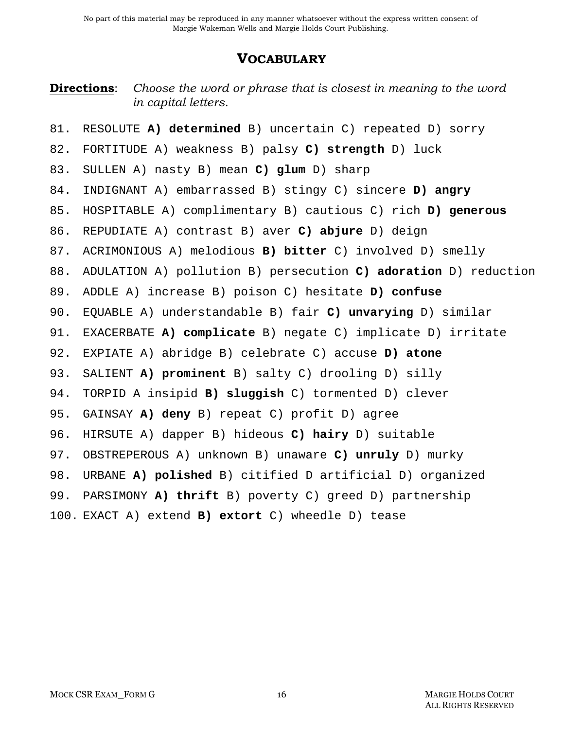## VOCABULARY

**Directions**: *Choose the word or phrase that is closest in meaning to the word in capital letters.*

81. RESOLUTE **A) determined** B) uncertain C) repeated D) sorry
82. FORTITUDE A) weakness B) palsy **C) strength** D) luck
83. SULLEN A) nasty B) mean **C) glum** D) sharp
84. INDIGNANT A) embarrassed B) stingy C) sincere **D) angry**
85. HOSPITABLE A) complimentary B) cautious C) rich **D) generous**
86. REPUDIATE A) contrast B) aver **C) abjure** D) deign
87. ACRIMONIOUS A) melodious **B) bitter** C) involved D) smelly
88. ADULATION A) pollution B) persecution **C) adoration** D) reduction
89. ADDLE A) increase B) poison C) hesitate **D) confuse**
90. EQUABLE A) understandable B) fair **C) unvarying** D) similar
91. EXACERBATE **A) complicate** B) negate C) implicate D) irritate
92. EXPIATE A) abridge B) celebrate C) accuse **D) atone**
93. SALIENT **A) prominent** B) salty C) drooling D) silly
94. TORPID A insipid **B) sluggish** C) tormented D) clever
95. GAINSAY **A) deny** B) repeat C) profit D) agree
96. HIRSUTE A) dapper B) hideous **C) hairy** D) suitable
97. OBSTREPEROUS A) unknown B) unaware **C) unruly** D) murky
98. URBANE **A) polished** B) citified D artificial D) organized
99. PARSIMONY **A) thrift** B) poverty C) greed D) partnership
100. EXACT A) extend **B) extort** C) wheedle D) tease